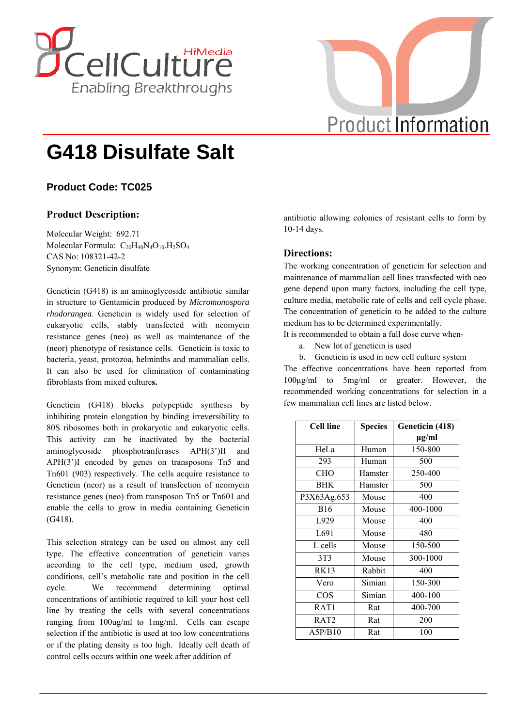# G418 Disulfate Salt

### Product Code: TC025

## Product Description:

Molecular Weight: 692.71
Molecular Formula: $C_{20}H_{40}N_4O_{10}.H_2SO_4$
CAS No: 108321-42-2
Synonym: Geneticin disulfate

Geneticin (G418) is an aminoglycoside antibiotic similar in structure to Gentamicin produced by *Micromonospora rhodorangea*. Geneticin is widely used for selection of eukaryotic cells, stably transfected with neomycin resistance genes (neo) as well as maintenance of the (neor) phenotype of resistance cells. Geneticin is toxic to bacteria, yeast, protozoa, helminths and mammalian cells. It can also be used for elimination of contaminating fibroblasts from mixed culture**s.**

Geneticin (G418) blocks polypeptide synthesis by inhibiting protein elongation by binding irreversibility to 80S ribosomes both in prokaryotic and eukaryotic cells. This activity can be inactivated by the bacterial aminoglycoside phosphotranferases APH(3')II and APH(3')I encoded by genes on transposons Tn5 and Tn601 (903) respectively. The cells acquire resistance to Geneticin (neor) as a result of transfection of neomycin resistance genes (neo) from transposon Tn5 or Tn601 and enable the cells to grow in media containing Geneticin (G418).

This selection strategy can be used on almost any cell type. The effective concentration of geneticin varies according to the cell type, medium used, growth conditions, cell's metabolic rate and position in the cell cycle. We recommend determining optimal concentrations of antibiotic required to kill your host cell line by treating the cells with several concentrations ranging from 100ug/ml to 1mg/ml. Cells can escape selection if the antibiotic is used at too low concentrations or if the plating density is too high. Ideally cell death of control cells occurs within one week after addition of antibiotic allowing colonies of resistant cells to form by 10-14 days.

## Directions:

The working concentration of geneticin for selection and maintenance of mammalian cell lines transfected with neo gene depend upon many factors, including the cell type, culture media, metabolic rate of cells and cell cycle phase. The concentration of geneticin to be added to the culture medium has to be determined experimentally.
It is recommended to obtain a full dose curve when-

a. New lot of geneticin is used
b. Geneticin is used in new cell culture system

The effective concentrations have been reported from 100µg/ml to 5mg/ml or greater. However, the recommended working concentrations for selection in a few mammalian cell lines are listed below.

| Cell line | Species | Geneticin (418) µg/ml |
|---|---|---|
| HeLa | Human | 150-800 |
| 293 | Human | 500 |
| CHO | Hamster | 250-400 |
| BHK | Hamster | 500 |
| P3X63Ag.653 | Mouse | 400 |
| B16 | Mouse | 400-1000 |
| L929 | Mouse | 400 |
| L691 | Mouse | 480 |
| L cells | Mouse | 150-500 |
| 3T3 | Mouse | 300-1000 |
| RK13 | Rabbit | 400 |
| Vero | Simian | 150-300 |
| COS | Simian | 400-100 |
| RAT1 | Rat | 400-700 |
| RAT2 | Rat | 200 |
| A5P/B10 | Rat | 100 |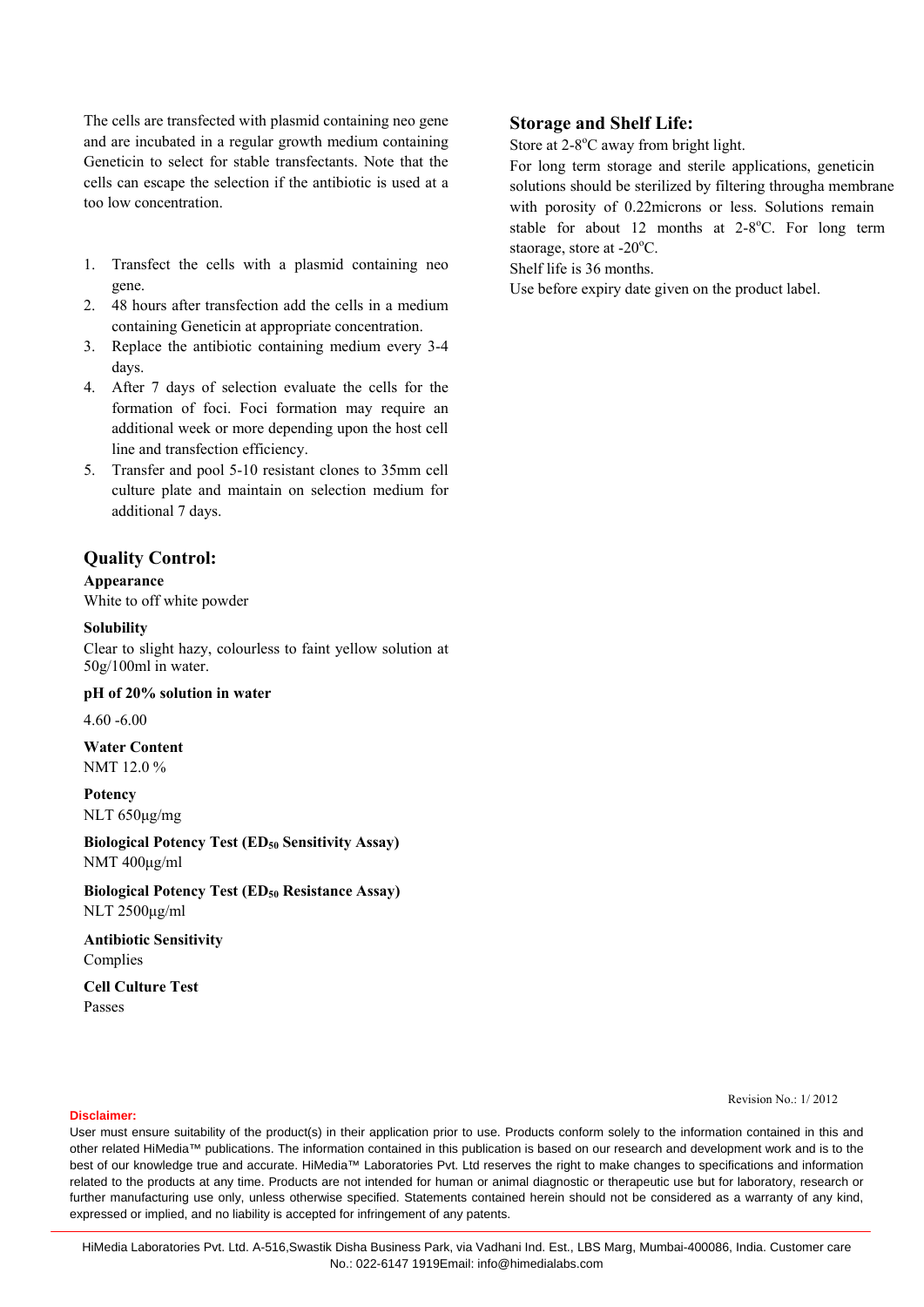The cells are transfected with plasmid containing neo gene and are incubated in a regular growth medium containing Geneticin to select for stable transfectants. Note that the cells can escape the selection if the antibiotic is used at a too low concentration.

1. Transfect the cells with a plasmid containing neo gene.
2. 48 hours after transfection add the cells in a medium containing Geneticin at appropriate concentration.
3. Replace the antibiotic containing medium every 3-4 days.
4. After 7 days of selection evaluate the cells for the formation of foci. Foci formation may require an additional week or more depending upon the host cell line and transfection efficiency.
5. Transfer and pool 5-10 resistant clones to 35mm cell culture plate and maintain on selection medium for additional 7 days.

## Quality Control:

**Appearance**
White to off white powder

**Solubility**
Clear to slight hazy, colourless to faint yellow solution at 50g/100ml in water.

**pH of 20% solution in water**

4.60 -6.00

**Water Content**
NMT 12.0 %

**Potency**
NLT 650µg/mg

**Biological Potency Test ($ED_{50}$ Sensitivity Assay)**
NMT 400µg/ml

**Biological Potency Test ($ED_{50}$ Resistance Assay)**
NLT 2500µg/ml

**Antibiotic Sensitivity**
Complies

**Cell Culture Test**
Passes

## Storage and Shelf Life:

Store at 2-8°C away from bright light.
For long term storage and sterile applications, geneticin solutions should be sterilized by filtering througha membrane with porosity of 0.22microns or less. Solutions remain stable for about 12 months at 2-8°C. For long term staorage, store at -20°C.
Shelf life is 36 months.
Use before expiry date given on the product label.

Revision No.: 1/ 2012

**Disclaimer:**
User must ensure suitability of the product(s) in their application prior to use. Products conform solely to the information contained in this and other related HiMedia™ publications. The information contained in this publication is based on our research and development work and is to the best of our knowledge true and accurate. HiMedia™ Laboratories Pvt. Ltd reserves the right to make changes to specifications and information related to the products at any time. Products are not intended for human or animal diagnostic or therapeutic use but for laboratory, research or further manufacturing use only, unless otherwise specified. Statements contained herein should not be considered as a warranty of any kind, expressed or implied, and no liability is accepted for infringement of any patents.

HiMedia Laboratories Pvt. Ltd. A-516,Swastik Disha Business Park, via Vadhani Ind. Est., LBS Marg, Mumbai-400086, India. Customer care No.: 022-6147 1919Email: info@himedialabs.com